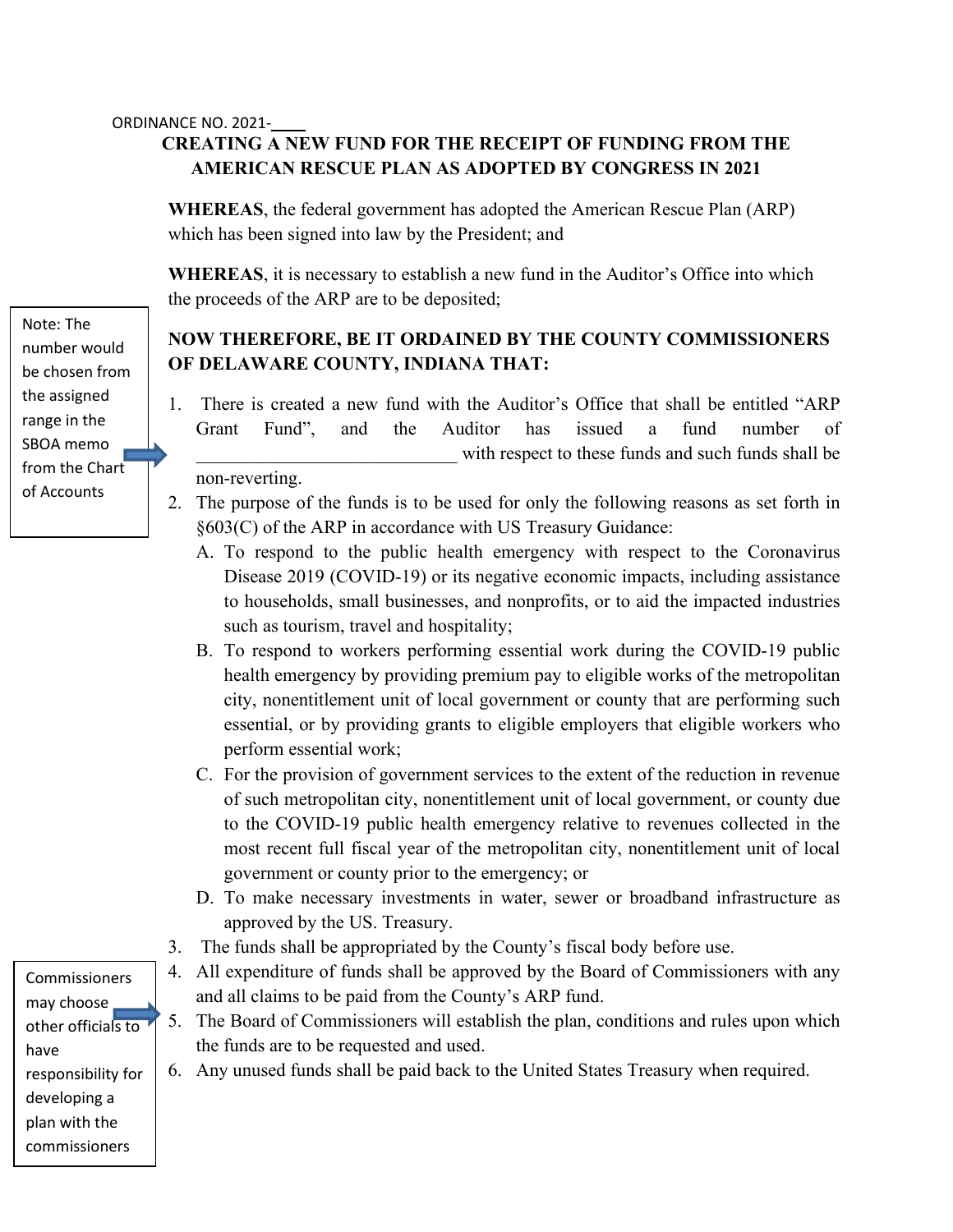ORDINANCE NO. 2021-____

## CREATING A NEW FUND FOR THE RECEIPT OF FUNDING FROM THE AMERICAN RESCUE PLAN AS ADOPTED BY CONGRESS IN 2021

**WHEREAS**, the federal government has adopted the American Rescue Plan (ARP) which has been signed into law by the President; and

**WHEREAS**, it is necessary to establish a new fund in the Auditor's Office into which the proceeds of the ARP are to be deposited;

> Note: The number would be chosen from the assigned range in the SBOA memo from the Chart of Accounts

**NOW THEREFORE, BE IT ORDAINED BY THE COUNTY COMMISSIONERS OF DELAWARE COUNTY, INDIANA THAT:**

1. There is created a new fund with the Auditor's Office that shall be entitled "ARP Grant Fund", and the Auditor has issued a fund number of ____________________________ with respect to these funds and such funds shall be non-reverting.
2. The purpose of the funds is to be used for only the following reasons as set forth in §603(C) of the ARP in accordance with US Treasury Guidance:
   - A. To respond to the public health emergency with respect to the Coronavirus Disease 2019 (COVID-19) or its negative economic impacts, including assistance to households, small businesses, and nonprofits, or to aid the impacted industries such as tourism, travel and hospitality;
   - B. To respond to workers performing essential work during the COVID-19 public health emergency by providing premium pay to eligible works of the metropolitan city, nonentitlement unit of local government or county that are performing such essential, or by providing grants to eligible employers that eligible workers who perform essential work;
   - C. For the provision of government services to the extent of the reduction in revenue of such metropolitan city, nonentitlement unit of local government, or county due to the COVID-19 public health emergency relative to revenues collected in the most recent full fiscal year of the metropolitan city, nonentitlement unit of local government or county prior to the emergency; or
   - D. To make necessary investments in water, sewer or broadband infrastructure as approved by the US. Treasury.
3. The funds shall be appropriated by the County's fiscal body before use.
4. All expenditure of funds shall be approved by the Board of Commissioners with any and all claims to be paid from the County's ARP fund.
5. The Board of Commissioners will establish the plan, conditions and rules upon which the funds are to be requested and used.
6. Any unused funds shall be paid back to the United States Treasury when required.

> Commissioners may choose other officials to have responsibility for developing a plan with the commissioners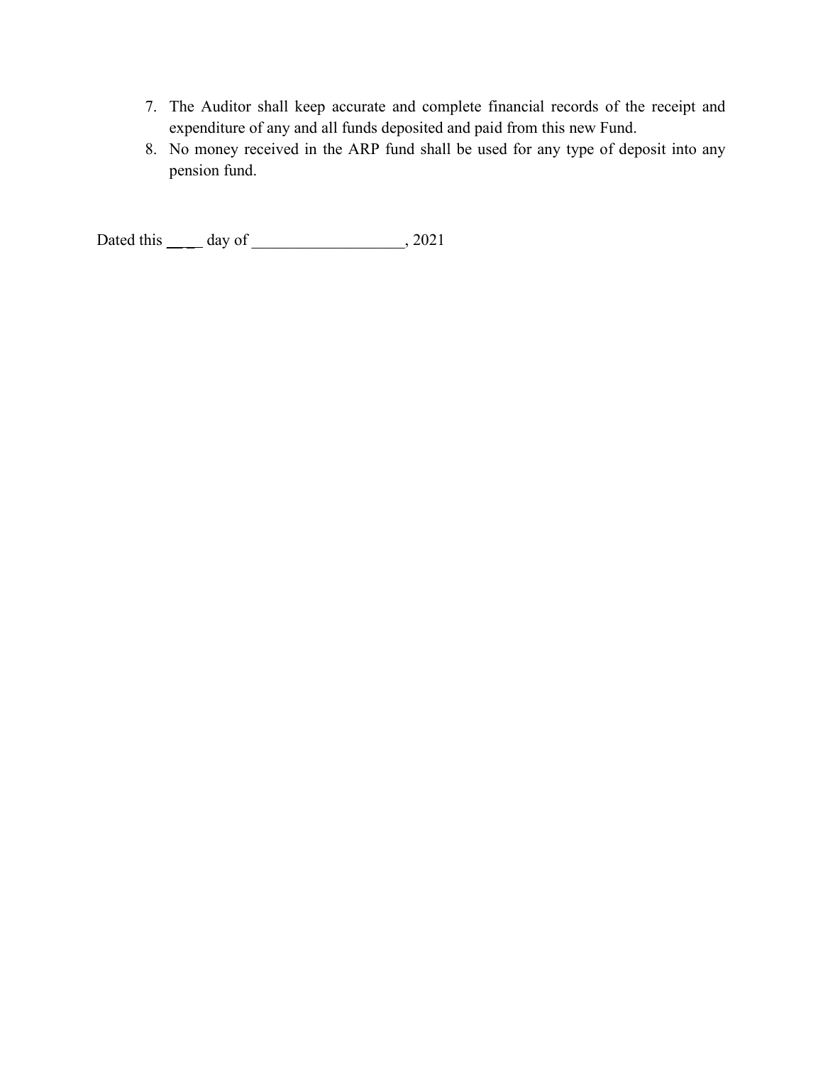7. The Auditor shall keep accurate and complete financial records of the receipt and expenditure of any and all funds deposited and paid from this new Fund.
8. No money received in the ARP fund shall be used for any type of deposit into any pension fund.

Dated this ____ day of ___________________, 2021